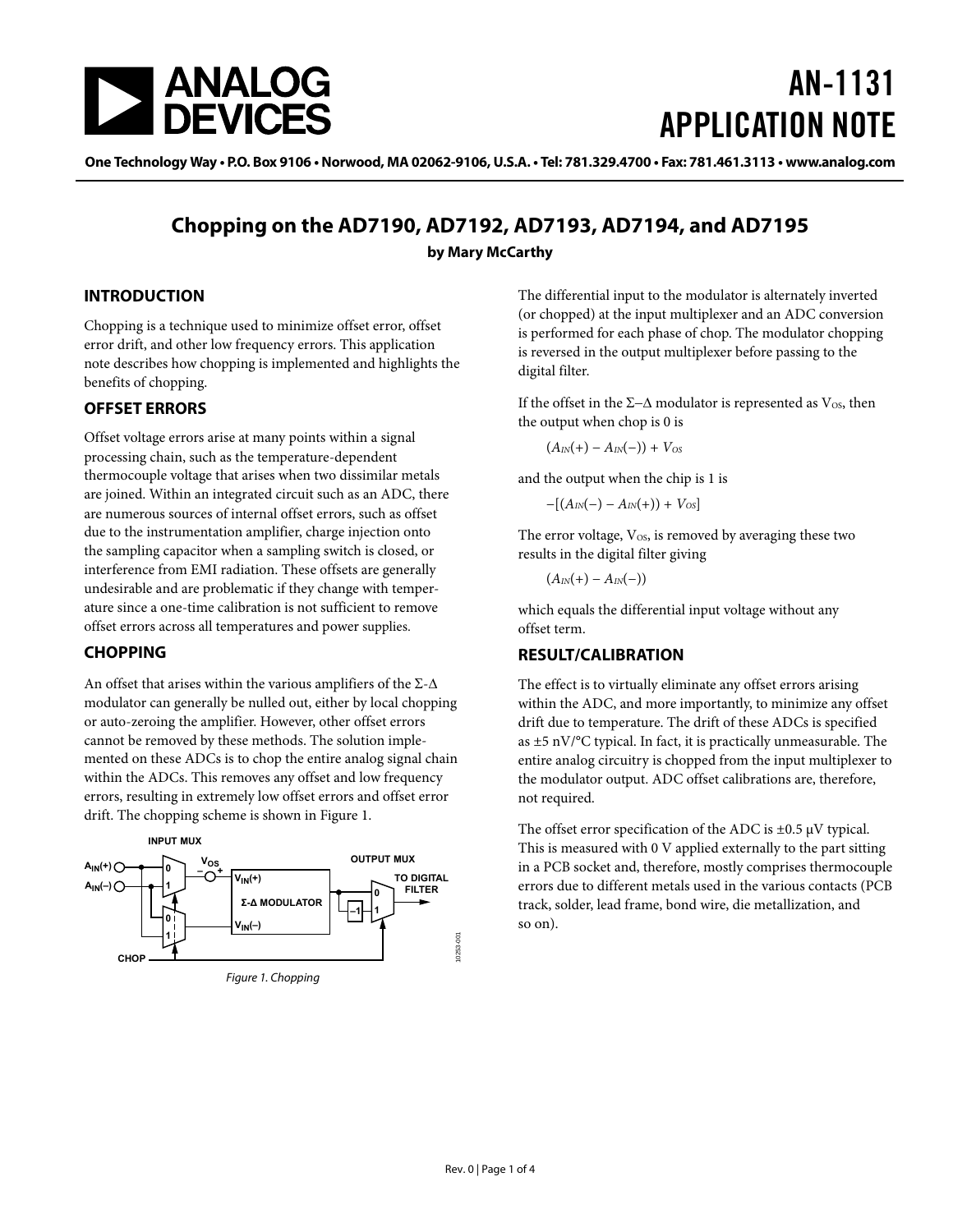# AN-1131 APPLICATION NOTE

One Technology Way • P.O. Box 9106 • Norwood, MA 02062-9106, U.S.A. • Tel: 781.329.4700 • Fax: 781.461.3113 • www.analog.com

## Chopping on the AD7190, AD7192, AD7193, AD7194, and AD7195

**by Mary McCarthy**

### INTRODUCTION

Chopping is a technique used to minimize offset error, offset error drift, and other low frequency errors. This application note describes how chopping is implemented and highlights the benefits of chopping.

### OFFSET ERRORS

Offset voltage errors arise at many points within a signal processing chain, such as the temperature-dependent thermocouple voltage that arises when two dissimilar metals are joined. Within an integrated circuit such as an ADC, there are numerous sources of internal offset errors, such as offset due to the instrumentation amplifier, charge injection onto the sampling capacitor when a sampling switch is closed, or interference from EMI radiation. These offsets are generally undesirable and are problematic if they change with temperature since a one-time calibration is not sufficient to remove offset errors across all temperatures and power supplies.

### CHOPPING

An offset that arises within the various amplifiers of the Σ-Δ modulator can generally be nulled out, either by local chopping or auto-zeroing the amplifier. However, other offset errors cannot be removed by these methods. The solution implemented on these ADCs is to chop the entire analog signal chain within the ADCs. This removes any offset and low frequency errors, resulting in extremely low offset errors and offset error drift. The chopping scheme is shown in Figure 1.

Figure 1. Chopping

The differential input to the modulator is alternately inverted (or chopped) at the input multiplexer and an ADC conversion is performed for each phase of chop. The modulator chopping is reversed in the output multiplexer before passing to the digital filter.

If the offset in the Σ–Δ modulator is represented as $V_{OS}$, then the output when chop is 0 is

$$(A_{IN}(+) - A_{IN}(-)) + V_{OS}$$

and the output when the chip is 1 is

$$-[(A_{IN}(-) - A_{IN}(+)) + V_{OS}]$$

The error voltage, $V_{OS}$, is removed by averaging these two results in the digital filter giving

$$(A_{IN}(+) - A_{IN}(-))$$

which equals the differential input voltage without any offset term.

### RESULT/CALIBRATION

The effect is to virtually eliminate any offset errors arising within the ADC, and more importantly, to minimize any offset drift due to temperature. The drift of these ADCs is specified as ±5 nV/°C typical. In fact, it is practically unmeasurable. The entire analog circuitry is chopped from the input multiplexer to the modulator output. ADC offset calibrations are, therefore, not required.

The offset error specification of the ADC is ±0.5 μV typical. This is measured with 0 V applied externally to the part sitting in a PCB socket and, therefore, mostly comprises thermocouple errors due to different metals used in the various contacts (PCB track, solder, lead frame, bond wire, die metallization, and so on).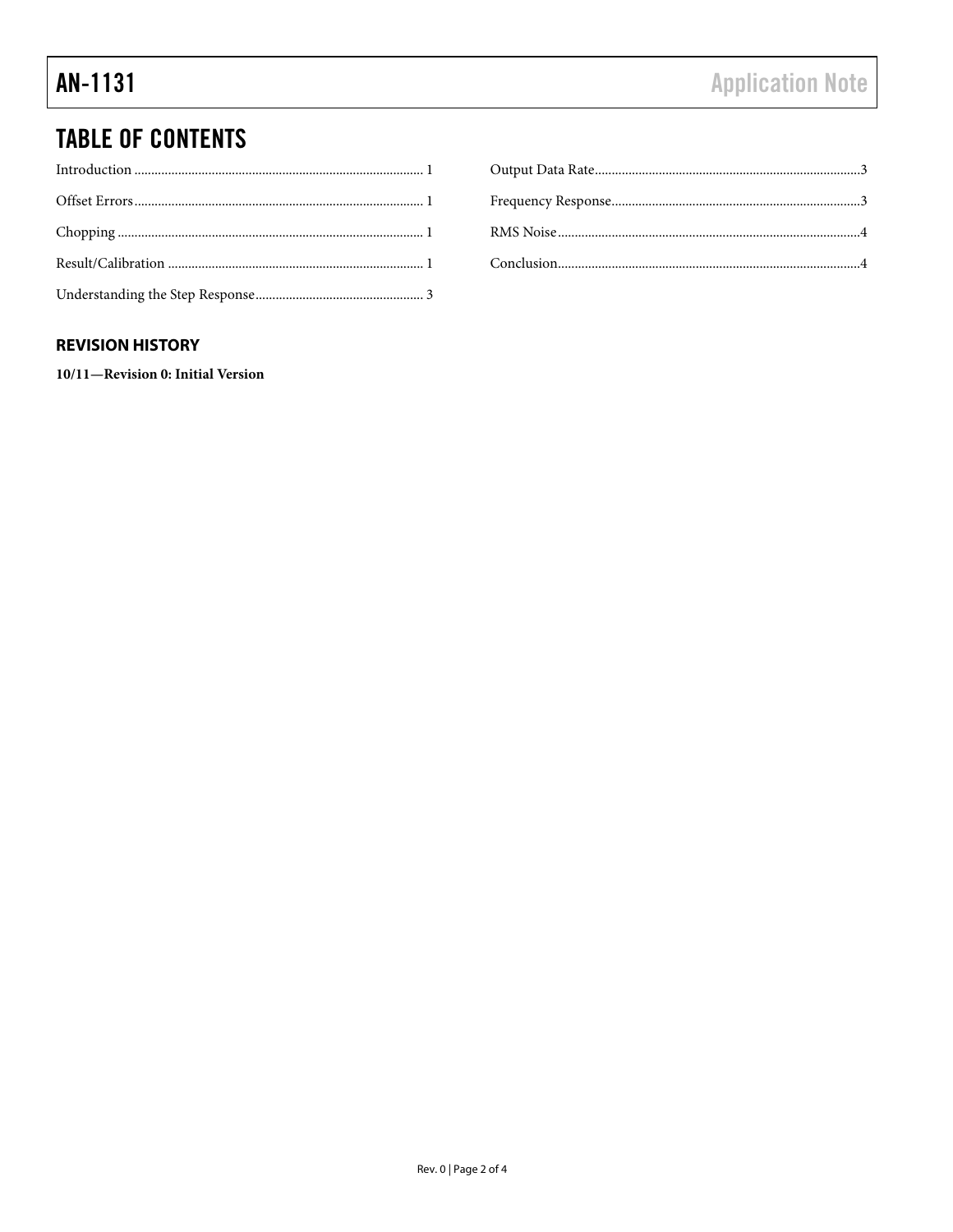## TABLE OF CONTENTS

Introduction ........................................................................ 1

Offset Errors ........................................................................ 1

Chopping ............................................................................ 1

Result/Calibration ................................................................ 1

Understanding the Step Response ........................................ 3

Output Data Rate .................................................................. 3

Frequency Response ............................................................. 3

RMS Noise ............................................................................ 4

Conclusion ............................................................................ 4

### REVISION HISTORY

**10/11—Revision 0: Initial Version**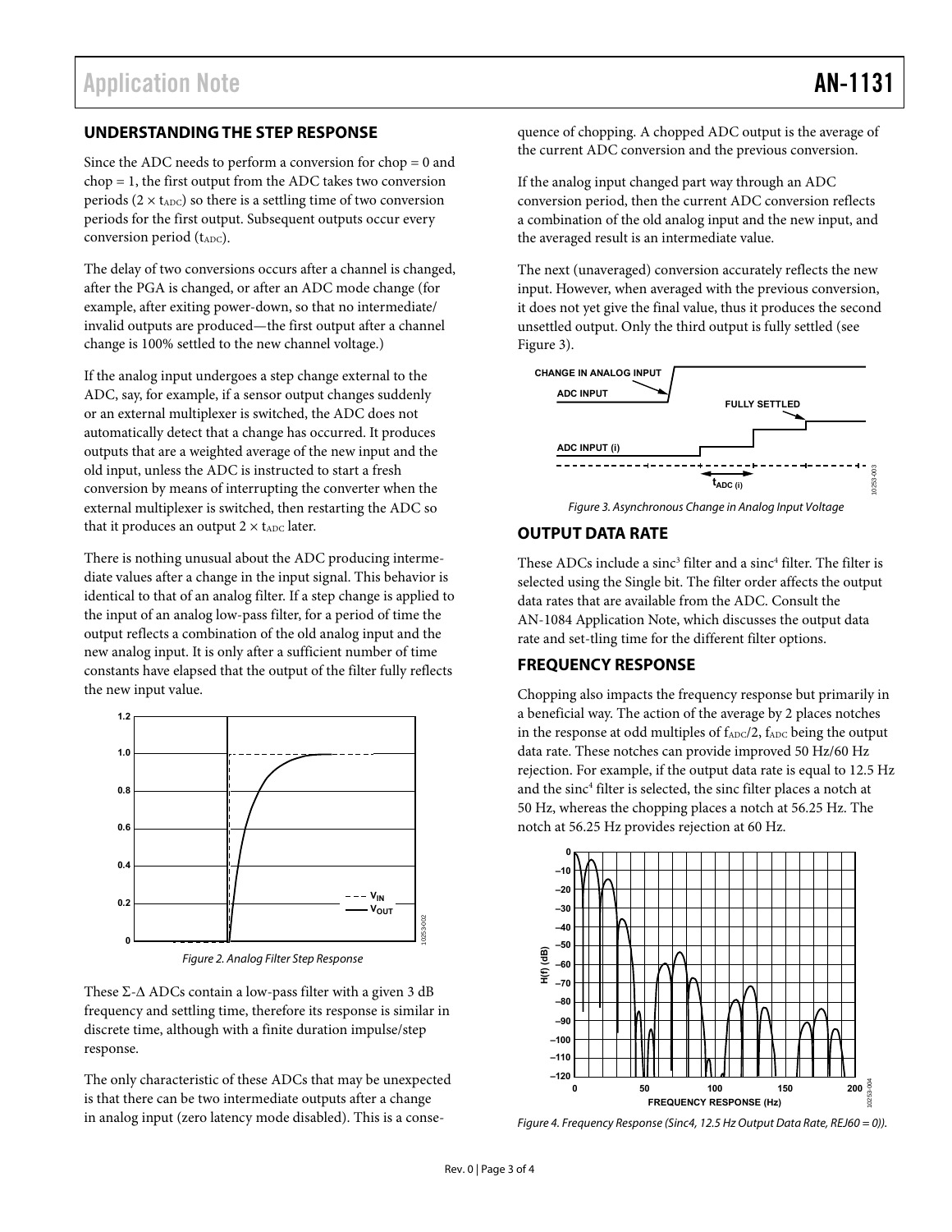## UNDERSTANDING THE STEP RESPONSE

Since the ADC needs to perform a conversion for chop = 0 and chop = 1, the first output from the ADC takes two conversion periods ($2 \times t_{ADC}$) so there is a settling time of two conversion periods for the first output. Subsequent outputs occur every conversion period ($t_{ADC}$).

The delay of two conversions occurs after a channel is changed, after the PGA is changed, or after an ADC mode change (for example, after exiting power-down, so that no intermediate/ invalid outputs are produced—the first output after a channel change is 100% settled to the new channel voltage.)

If the analog input undergoes a step change external to the ADC, say, for example, if a sensor output changes suddenly or an external multiplexer is switched, the ADC does not automatically detect that a change has occurred. It produces outputs that are a weighted average of the new input and the old input, unless the ADC is instructed to start a fresh conversion by means of interrupting the converter when the external multiplexer is switched, then restarting the ADC so that it produces an output $2 \times t_{ADC}$ later.

There is nothing unusual about the ADC producing intermediate values after a change in the input signal. This behavior is identical to that of an analog filter. If a step change is applied to the input of an analog low-pass filter, for a period of time the output reflects a combination of the old analog input and the new analog input. It is only after a sufficient number of time constants have elapsed that the output of the filter fully reflects the new input value.

*Figure 2. Analog Filter Step Response*

These Σ-Δ ADCs contain a low-pass filter with a given 3 dB frequency and settling time, therefore its response is similar in discrete time, although with a finite duration impulse/step response.

The only characteristic of these ADCs that may be unexpected is that there can be two intermediate outputs after a change in analog input (zero latency mode disabled). This is a consequence of chopping. A chopped ADC output is the average of the current ADC conversion and the previous conversion.

If the analog input changed part way through an ADC conversion period, then the current ADC conversion reflects a combination of the old analog input and the new input, and the averaged result is an intermediate value.

The next (unaveraged) conversion accurately reflects the new input. However, when averaged with the previous conversion, it does not yet give the final value, thus it produces the second unsettled output. Only the third output is fully settled (see Figure 3).

*Figure 3. Asynchronous Change in Analog Input Voltage*

## OUTPUT DATA RATE

These ADCs include a $sinc^3$ filter and a $sinc^4$ filter. The filter is selected using the Single bit. The filter order affects the output data rates that are available from the ADC. Consult the AN-1084 Application Note, which discusses the output data rate and set-tling time for the different filter options.

## FREQUENCY RESPONSE

Chopping also impacts the frequency response but primarily in a beneficial way. The action of the average by 2 places notches in the response at odd multiples of $f_{ADC}/2$, $f_{ADC}$ being the output data rate. These notches can provide improved 50 Hz/60 Hz rejection. For example, if the output data rate is equal to 12.5 Hz and the $sinc^4$ filter is selected, the sinc filter places a notch at 50 Hz, whereas the chopping places a notch at 56.25 Hz. The notch at 56.25 Hz provides rejection at 60 Hz.

*Figure 4. Frequency Response (Sinc4, 12.5 Hz Output Data Rate, REJ60 = 0)).*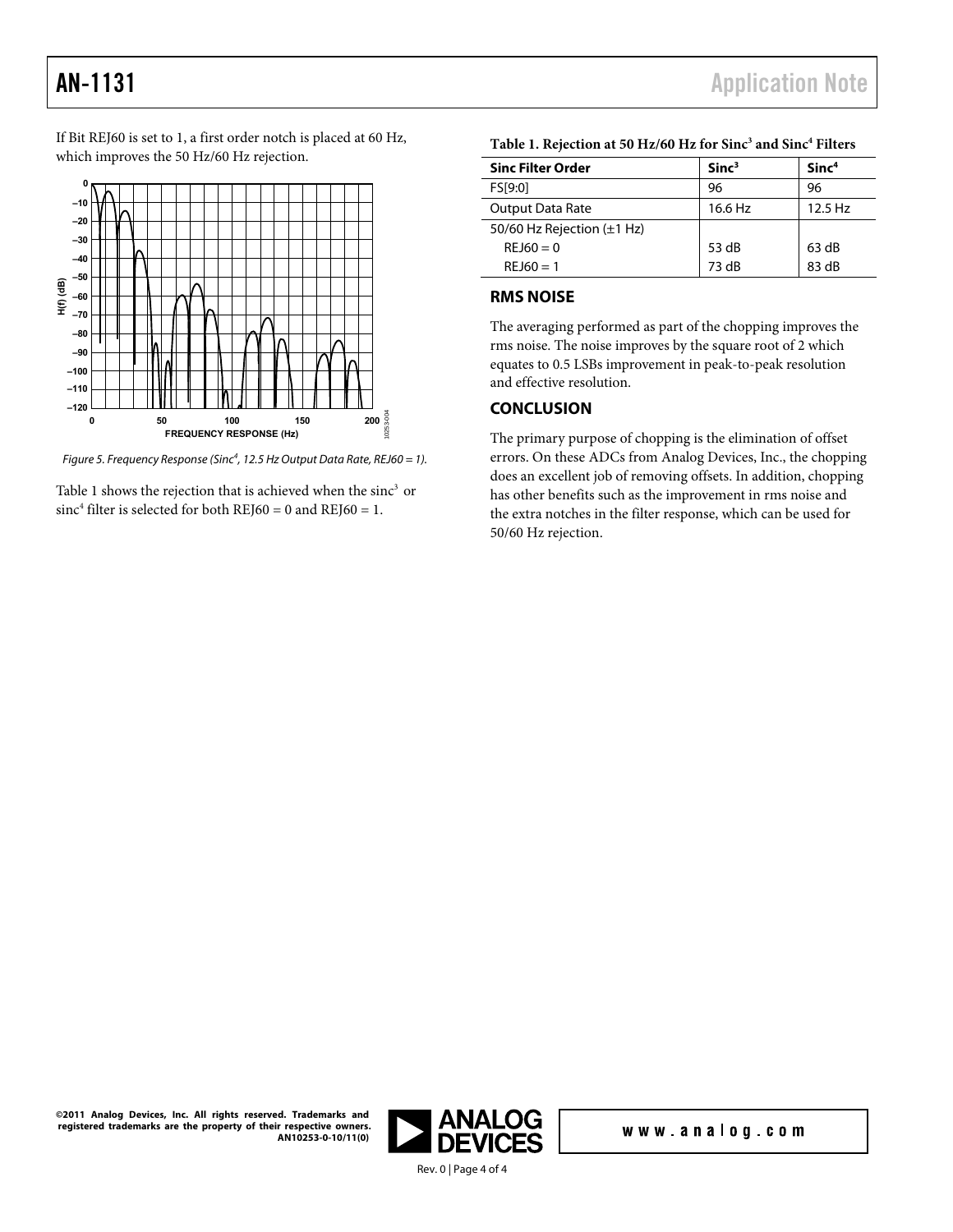If Bit REJ60 is set to 1, a first order notch is placed at 60 Hz, which improves the 50 Hz/60 Hz rejection.

0
–10
–20
–30
–40
–50
–60
–70
–80
–90
–100
–110
–120
H(f) (dB)
0
50
100
150
200
FREQUENCY RESPONSE (Hz)
10253-004

*Figure 5. Frequency Response (Sinc⁴, 12.5 Hz Output Data Rate, REJ60 = 1).*

Table 1 shows the rejection that is achieved when the $sinc^3$ or $sinc^4$ filter is selected for both REJ60 = 0 and REJ60 = 1.

**Table 1. Rejection at 50 Hz/60 Hz for $Sinc^3$ and $Sinc^4$ Filters**

| Sinc Filter Order | $Sinc^3$ | $Sinc^4$ |
|---|---|---|
| FS[9:0] | 96 | 96 |
| Output Data Rate | 16.6 Hz | 12.5 Hz |
| 50/60 Hz Rejection (±1 Hz) | | |
| REJ60 = 0 | 53 dB | 63 dB |
| REJ60 = 1 | 73 dB | 83 dB |

## RMS NOISE

The averaging performed as part of the chopping improves the rms noise. The noise improves by the square root of 2 which equates to 0.5 LSBs improvement in peak-to-peak resolution and effective resolution.

## CONCLUSION

The primary purpose of chopping is the elimination of offset errors. On these ADCs from Analog Devices, Inc., the chopping does an excellent job of removing offsets. In addition, chopping has other benefits such as the improvement in rms noise and the extra notches in the filter response, which can be used for 50/60 Hz rejection.

©2011 Analog Devices, Inc. All rights reserved. Trademarks and registered trademarks are the property of their respective owners.
AN10253-0-10/11(0)

www.analog.com